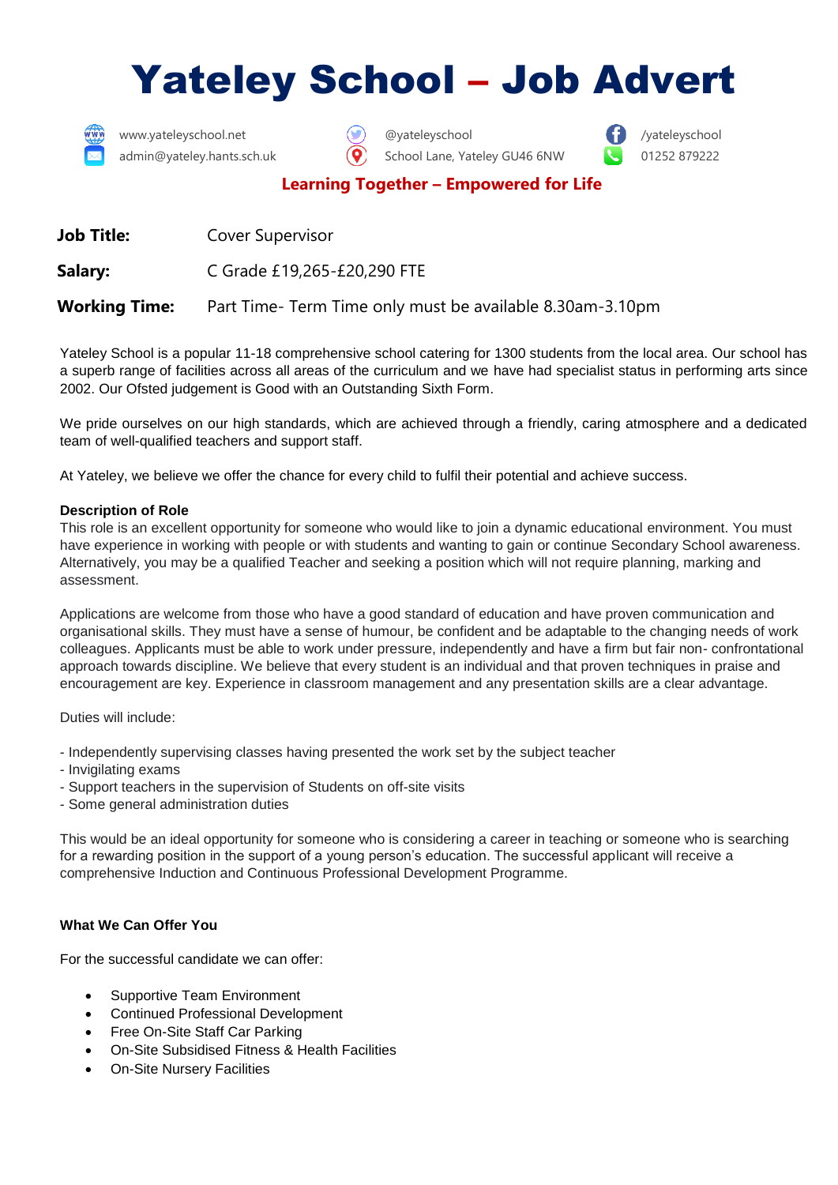# Yateley School – Job Advert

www.yateleyschool.net | @yateleyschool | /yateleyschool
admin@yateley.hants.sch.uk | School Lane, Yateley GU46 6NW | 01252 879222

**Learning Together – Empowered for Life**

**Job Title:** Cover Supervisor

**Salary:** C Grade £19,265-£20,290 FTE

**Working Time:** Part Time- Term Time only must be available 8.30am-3.10pm

Yateley School is a popular 11-18 comprehensive school catering for 1300 students from the local area. Our school has a superb range of facilities across all areas of the curriculum and we have had specialist status in performing arts since 2002. Our Ofsted judgement is Good with an Outstanding Sixth Form.

We pride ourselves on our high standards, which are achieved through a friendly, caring atmosphere and a dedicated team of well-qualified teachers and support staff.

At Yateley, we believe we offer the chance for every child to fulfil their potential and achieve success.

**Description of Role**
This role is an excellent opportunity for someone who would like to join a dynamic educational environment. You must have experience in working with people or with students and wanting to gain or continue Secondary School awareness. Alternatively, you may be a qualified Teacher and seeking a position which will not require planning, marking and assessment.

Applications are welcome from those who have a good standard of education and have proven communication and organisational skills. They must have a sense of humour, be confident and be adaptable to the changing needs of work colleagues. Applicants must be able to work under pressure, independently and have a firm but fair non- confrontational approach towards discipline. We believe that every student is an individual and that proven techniques in praise and encouragement are key. Experience in classroom management and any presentation skills are a clear advantage.

Duties will include:

- Independently supervising classes having presented the work set by the subject teacher
- Invigilating exams
- Support teachers in the supervision of Students on off-site visits
- Some general administration duties

This would be an ideal opportunity for someone who is considering a career in teaching or someone who is searching for a rewarding position in the support of a young person's education. The successful applicant will receive a comprehensive Induction and Continuous Professional Development Programme.

**What We Can Offer You**

For the successful candidate we can offer:

- Supportive Team Environment
- Continued Professional Development
- Free On-Site Staff Car Parking
- On-Site Subsidised Fitness & Health Facilities
- On-Site Nursery Facilities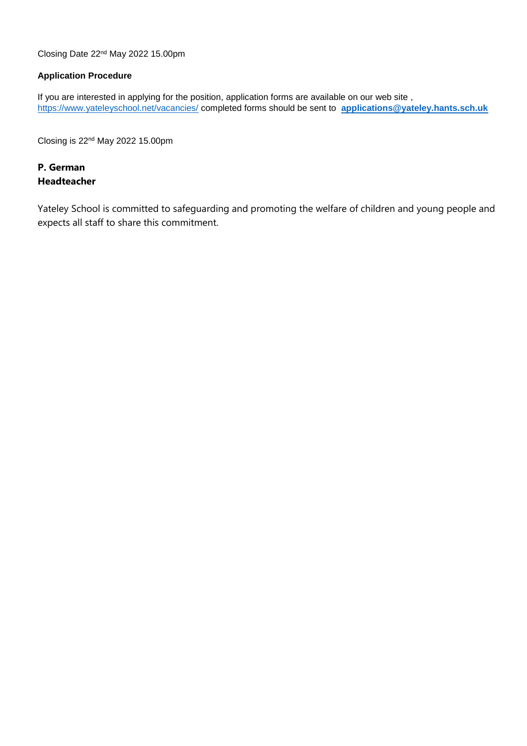Closing Date 22nd May 2022 15.00pm

**Application Procedure**

If you are interested in applying for the position, application forms are available on our web site , https://www.yateleyschool.net/vacancies/ completed forms should be sent to **applications@yateley.hants.sch.uk**

Closing is 22nd May 2022 15.00pm

**P. German**
**Headteacher**

Yateley School is committed to safeguarding and promoting the welfare of children and young people and expects all staff to share this commitment.